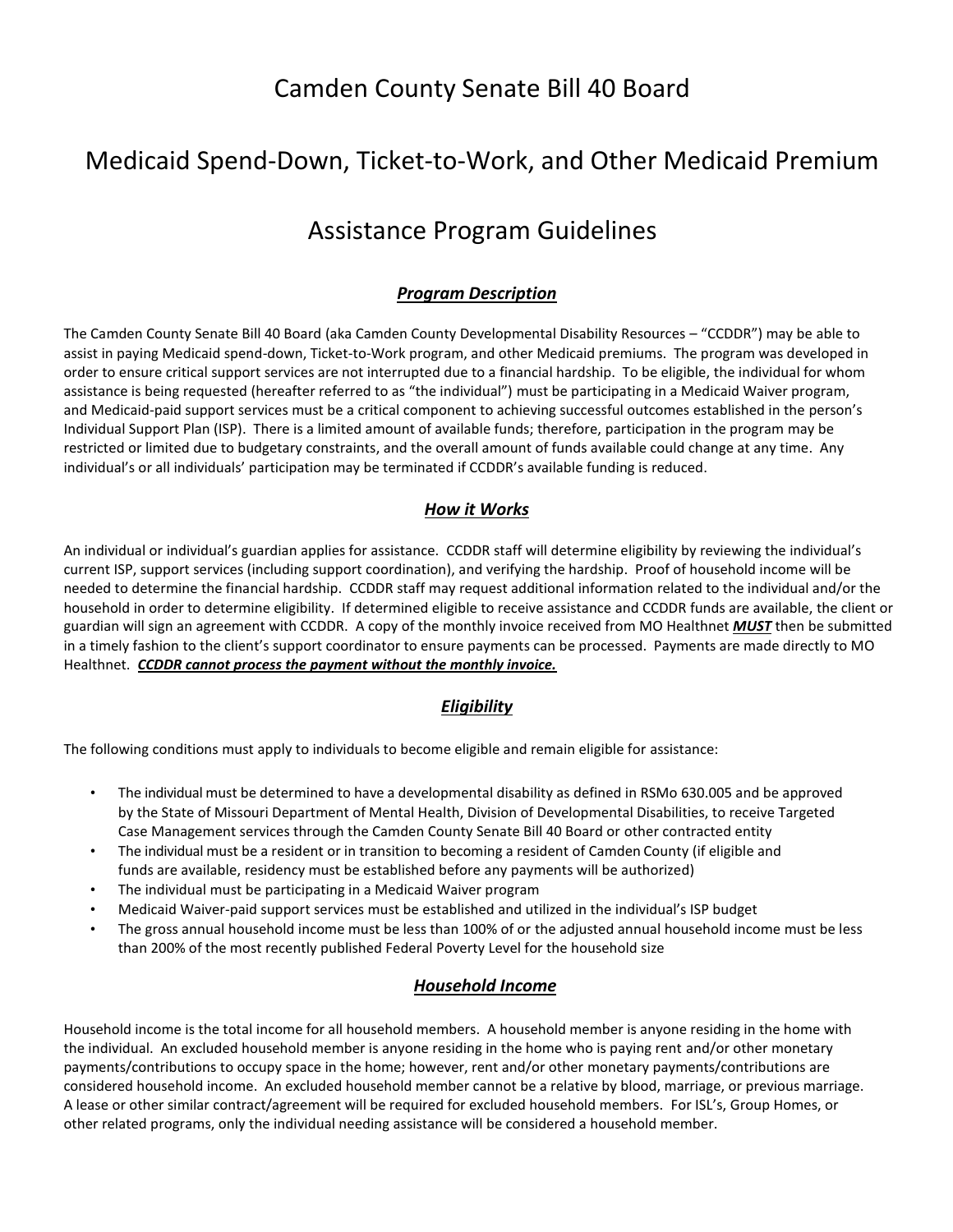# Camden County Senate Bill 40 Board

# Medicaid Spend-Down, Ticket-to-Work, and Other Medicaid Premium Assistance Program Guidelines

## ***Program Description***

The Camden County Senate Bill 40 Board (aka Camden County Developmental Disability Resources – "CCDDR") may be able to assist in paying Medicaid spend-down, Ticket-to-Work program, and other Medicaid premiums. The program was developed in order to ensure critical support services are not interrupted due to a financial hardship. To be eligible, the individual for whom assistance is being requested (hereafter referred to as "the individual") must be participating in a Medicaid Waiver program, and Medicaid-paid support services must be a critical component to achieving successful outcomes established in the person's Individual Support Plan (ISP). There is a limited amount of available funds; therefore, participation in the program may be restricted or limited due to budgetary constraints, and the overall amount of funds available could change at any time. Any individual's or all individuals' participation may be terminated if CCDDR's available funding is reduced.

## ***How it Works***

An individual or individual's guardian applies for assistance. CCDDR staff will determine eligibility by reviewing the individual's current ISP, support services (including support coordination), and verifying the hardship. Proof of household income will be needed to determine the financial hardship. CCDDR staff may request additional information related to the individual and/or the household in order to determine eligibility. If determined eligible to receive assistance and CCDDR funds are available, the client or guardian will sign an agreement with CCDDR. A copy of the monthly invoice received from MO Healthnet ***MUST*** then be submitted in a timely fashion to the client's support coordinator to ensure payments can be processed. Payments are made directly to MO Healthnet. ***CCDDR cannot process the payment without the monthly invoice.***

## ***Eligibility***

The following conditions must apply to individuals to become eligible and remain eligible for assistance:

- The individual must be determined to have a developmental disability as defined in RSMo 630.005 and be approved by the State of Missouri Department of Mental Health, Division of Developmental Disabilities, to receive Targeted Case Management services through the Camden County Senate Bill 40 Board or other contracted entity
- The individual must be a resident or in transition to becoming a resident of Camden County (if eligible and funds are available, residency must be established before any payments will be authorized)
- The individual must be participating in a Medicaid Waiver program
- Medicaid Waiver-paid support services must be established and utilized in the individual's ISP budget
- The gross annual household income must be less than 100% of or the adjusted annual household income must be less than 200% of the most recently published Federal Poverty Level for the household size

## ***Household Income***

Household income is the total income for all household members. A household member is anyone residing in the home with the individual. An excluded household member is anyone residing in the home who is paying rent and/or other monetary payments/contributions to occupy space in the home; however, rent and/or other monetary payments/contributions are considered household income. An excluded household member cannot be a relative by blood, marriage, or previous marriage. A lease or other similar contract/agreement will be required for excluded household members. For ISL's, Group Homes, or other related programs, only the individual needing assistance will be considered a household member.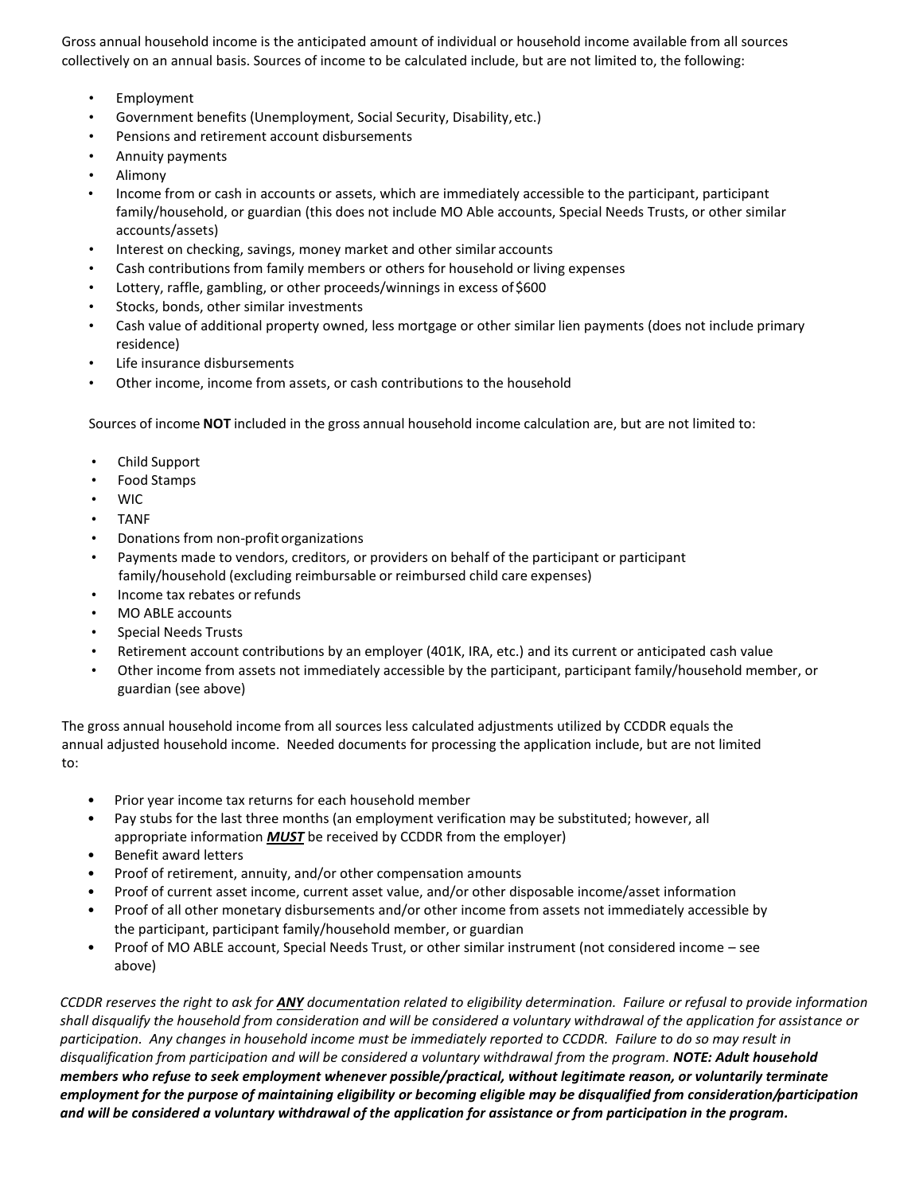Gross annual household income is the anticipated amount of individual or household income available from all sources collectively on an annual basis. Sources of income to be calculated include, but are not limited to, the following:

- Employment
- Government benefits (Unemployment, Social Security, Disability, etc.)
- Pensions and retirement account disbursements
- Annuity payments
- Alimony
- Income from or cash in accounts or assets, which are immediately accessible to the participant, participant family/household, or guardian (this does not include MO Able accounts, Special Needs Trusts, or other similar accounts/assets)
- Interest on checking, savings, money market and other similar accounts
- Cash contributions from family members or others for household or living expenses
- Lottery, raffle, gambling, or other proceeds/winnings in excess of $600
- Stocks, bonds, other similar investments
- Cash value of additional property owned, less mortgage or other similar lien payments (does not include primary residence)
- Life insurance disbursements
- Other income, income from assets, or cash contributions to the household

Sources of income **NOT** included in the gross annual household income calculation are, but are not limited to:

- Child Support
- Food Stamps
- WIC
- TANF
- Donations from non-profit organizations
- Payments made to vendors, creditors, or providers on behalf of the participant or participant family/household (excluding reimbursable or reimbursed child care expenses)
- Income tax rebates or refunds
- MO ABLE accounts
- Special Needs Trusts
- Retirement account contributions by an employer (401K, IRA, etc.) and its current or anticipated cash value
- Other income from assets not immediately accessible by the participant, participant family/household member, or guardian (see above)

The gross annual household income from all sources less calculated adjustments utilized by CCDDR equals the annual adjusted household income. Needed documents for processing the application include, but are not limited to:

- Prior year income tax returns for each household member
- Pay stubs for the last three months (an employment verification may be substituted; however, all appropriate information ***MUST*** be received by CCDDR from the employer)
- Benefit award letters
- Proof of retirement, annuity, and/or other compensation amounts
- Proof of current asset income, current asset value, and/or other disposable income/asset information
- Proof of all other monetary disbursements and/or other income from assets not immediately accessible by the participant, participant family/household member, or guardian
- Proof of MO ABLE account, Special Needs Trust, or other similar instrument (not considered income – see above)

*CCDDR reserves the right to ask for* ***ANY*** *documentation related to eligibility determination. Failure or refusal to provide information shall disqualify the household from consideration and will be considered a voluntary withdrawal of the application for assistance or participation. Any changes in household income must be immediately reported to CCDDR. Failure to do so may result in disqualification from participation and will be considered a voluntary withdrawal from the program.* ***NOTE: Adult household members who refuse to seek employment whenever possible/practical, without legitimate reason, or voluntarily terminate employment for the purpose of maintaining eligibility or becoming eligible may be disqualified from consideration/participation and will be considered a voluntary withdrawal of the application for assistance or from participation in the program.***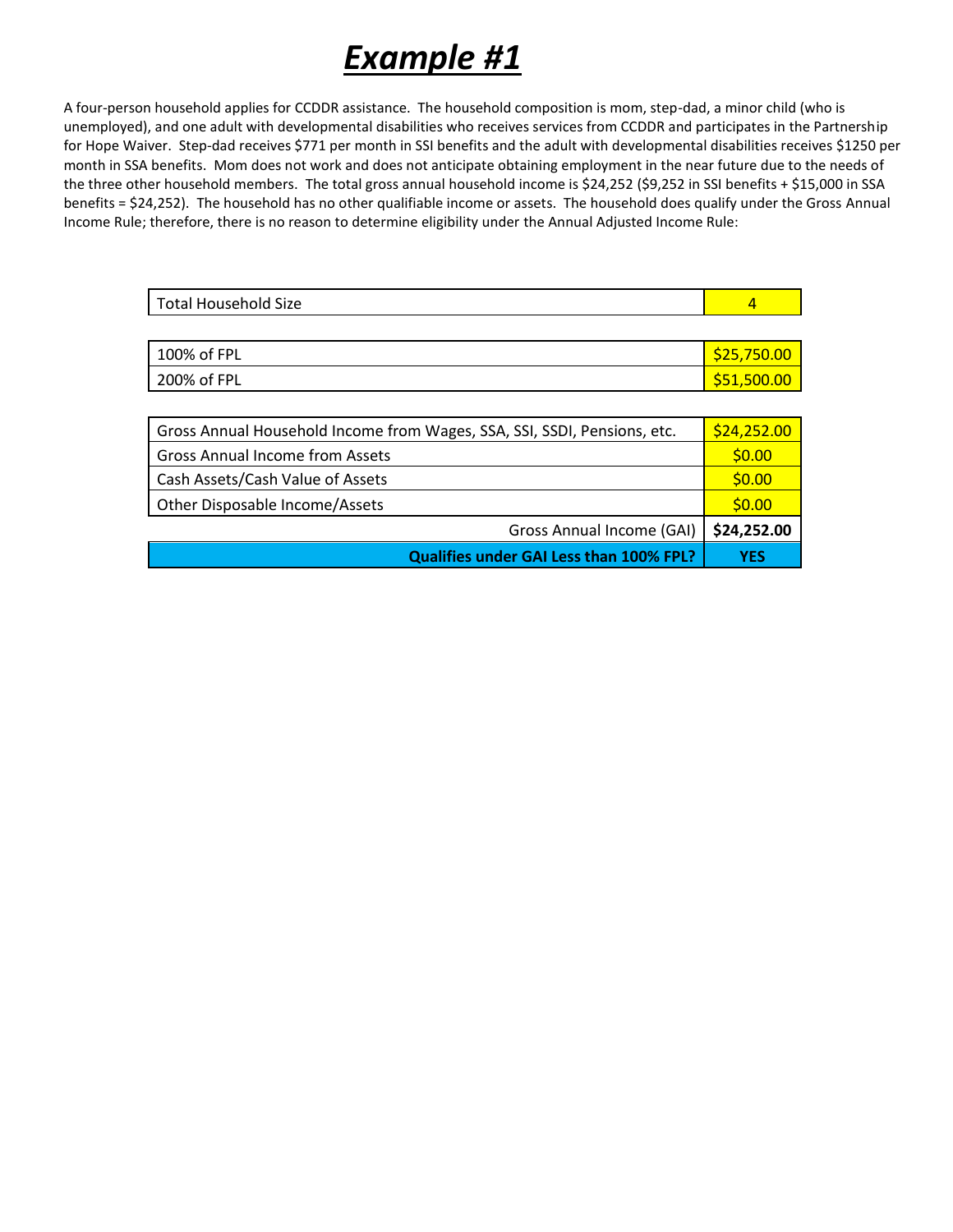# ***Example #1***

A four-person household applies for CCDDR assistance. The household composition is mom, step-dad, a minor child (who is unemployed), and one adult with developmental disabilities who receives services from CCDDR and participates in the Partnership for Hope Waiver. Step-dad receives $771 per month in SSI benefits and the adult with developmental disabilities receives $1250 per month in SSA benefits. Mom does not work and does not anticipate obtaining employment in the near future due to the needs of the three other household members. The total gross annual household income is $24,252 ($9,252 in SSI benefits + $15,000 in SSA benefits = $24,252). The household has no other qualifiable income or assets. The household does qualify under the Gross Annual Income Rule; therefore, there is no reason to determine eligibility under the Annual Adjusted Income Rule:

| Total Household Size | 4 |
|---|---|

| 100% of FPL | $25,750.00 |
|---|---|
| 200% of FPL | $51,500.00 |

| Gross Annual Household Income from Wages, SSA, SSI, SSDI, Pensions, etc. | $24,252.00 |
|---|---|
| Gross Annual Income from Assets | $0.00 |
| Cash Assets/Cash Value of Assets | $0.00 |
| Other Disposable Income/Assets | $0.00 |
| Gross Annual Income (GAI) | **$24,252.00** |
| **Qualifies under GAI Less than 100% FPL?** | **YES** |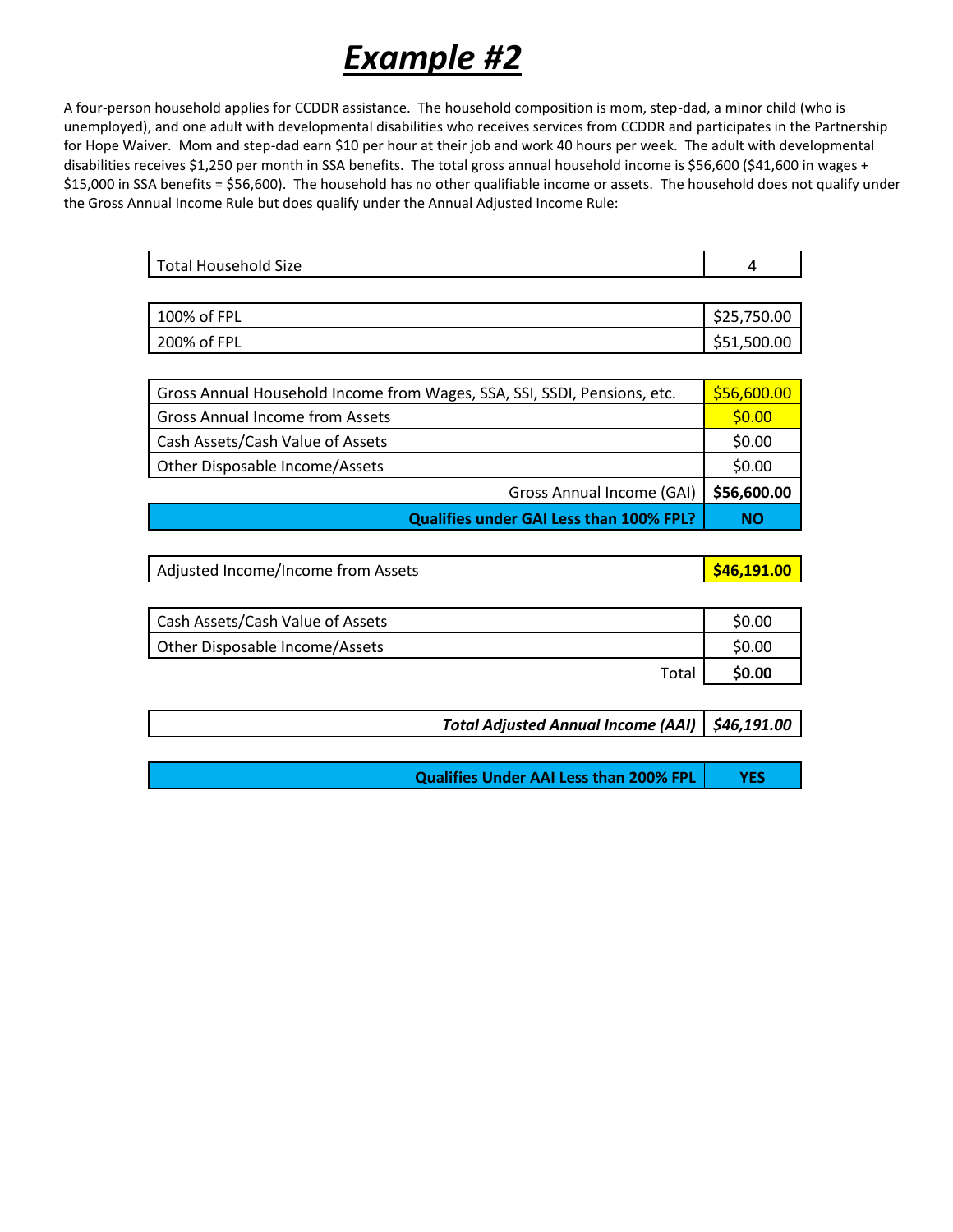# ***Example #2***

A four-person household applies for CCDDR assistance. The household composition is mom, step-dad, a minor child (who is unemployed), and one adult with developmental disabilities who receives services from CCDDR and participates in the Partnership for Hope Waiver. Mom and step-dad earn $10 per hour at their job and work 40 hours per week. The adult with developmental disabilities receives $1,250 per month in SSA benefits. The total gross annual household income is $56,600 ($41,600 in wages + $15,000 in SSA benefits = $56,600). The household has no other qualifiable income or assets. The household does not qualify under the Gross Annual Income Rule but does qualify under the Annual Adjusted Income Rule:

| | |
|---|---|
| Total Household Size | 4 |

| | |
|---|---|
| 100% of FPL | $25,750.00 |
| 200% of FPL | $51,500.00 |

| | |
|---|---|
| Gross Annual Household Income from Wages, SSA, SSI, SSDI, Pensions, etc. | $56,600.00 |
| Gross Annual Income from Assets | $0.00 |
| Cash Assets/Cash Value of Assets | $0.00 |
| Other Disposable Income/Assets | $0.00 |
| Gross Annual Income (GAI) | **$56,600.00** |
| **Qualifies under GAI Less than 100% FPL?** | **NO** |

| | |
|---|---|
| Adjusted Income/Income from Assets | **$46,191.00** |

| | |
|---|---|
| Cash Assets/Cash Value of Assets | $0.00 |
| Other Disposable Income/Assets | $0.00 |
| Total | **$0.00** |

| | |
|---|---|
| ***Total Adjusted Annual Income (AAI)*** | ***$46,191.00*** |

| | |
|---|---|
| **Qualifies Under AAI Less than 200% FPL** | **YES** |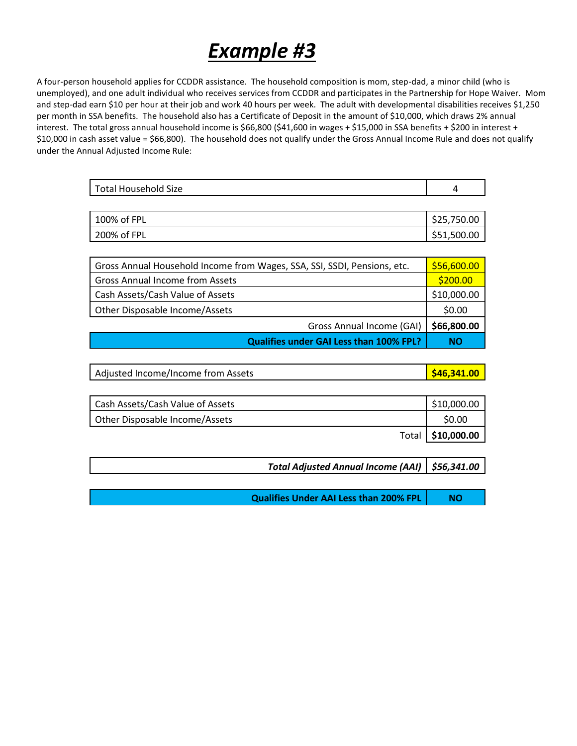# *Example #3*

A four-person household applies for CCDDR assistance. The household composition is mom, step-dad, a minor child (who is unemployed), and one adult individual who receives services from CCDDR and participates in the Partnership for Hope Waiver. Mom and step-dad earn $10 per hour at their job and work 40 hours per week. The adult with developmental disabilities receives $1,250 per month in SSA benefits. The household also has a Certificate of Deposit in the amount of $10,000, which draws 2% annual interest. The total gross annual household income is $66,800 ($41,600 in wages + $15,000 in SSA benefits + $200 in interest + $10,000 in cash asset value = $66,800). The household does not qualify under the Gross Annual Income Rule and does not qualify under the Annual Adjusted Income Rule:

| | |
|---|---|
| Total Household Size | 4 |

| | |
|---|---|
| 100% of FPL | $25,750.00 |
| 200% of FPL | $51,500.00 |

| | |
|---|---|
| Gross Annual Household Income from Wages, SSA, SSI, SSDI, Pensions, etc. | $56,600.00 |
| Gross Annual Income from Assets | $200.00 |
| Cash Assets/Cash Value of Assets | $10,000.00 |
| Other Disposable Income/Assets | $0.00 |
| Gross Annual Income (GAI) | **$66,800.00** |
| **Qualifies under GAI Less than 100% FPL?** | **NO** |

| | |
|---|---|
| Adjusted Income/Income from Assets | **$46,341.00** |

| | |
|---|---|
| Cash Assets/Cash Value of Assets | $10,000.00 |
| Other Disposable Income/Assets | $0.00 |
| Total | **$10,000.00** |

| | |
|---|---|
| ***Total Adjusted Annual Income (AAI)*** | ***$56,341.00*** |

| | |
|---|---|
| **Qualifies Under AAI Less than 200% FPL** | **NO** |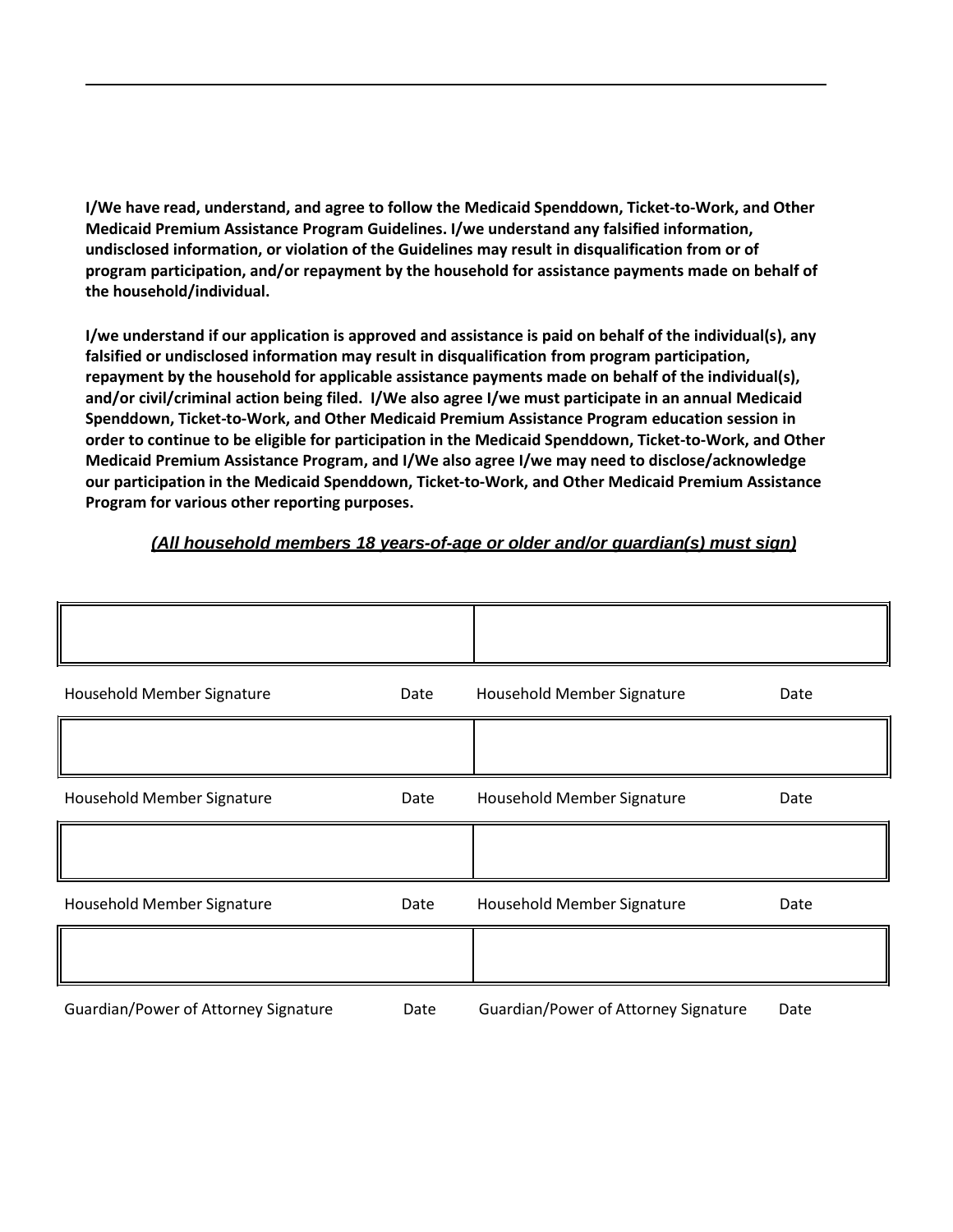**I/We have read, understand, and agree to follow the Medicaid Spenddown, Ticket-to-Work, and Other Medicaid Premium Assistance Program Guidelines. I/we understand any falsified information, undisclosed information, or violation of the Guidelines may result in disqualification from or of program participation, and/or repayment by the household for assistance payments made on behalf of the household/individual.**

**I/we understand if our application is approved and assistance is paid on behalf of the individual(s), any falsified or undisclosed information may result in disqualification from program participation, repayment by the household for applicable assistance payments made on behalf of the individual(s), and/or civil/criminal action being filed. I/We also agree I/we must participate in an annual Medicaid Spenddown, Ticket-to-Work, and Other Medicaid Premium Assistance Program education session in order to continue to be eligible for participation in the Medicaid Spenddown, Ticket-to-Work, and Other Medicaid Premium Assistance Program, and I/We also agree I/we may need to disclose/acknowledge our participation in the Medicaid Spenddown, Ticket-to-Work, and Other Medicaid Premium Assistance Program for various other reporting purposes.**

***(All household members 18 years-of-age or older and/or guardian(s) must sign)***

| | | | |
|---|---|---|---|
| | | | |
| Household Member Signature | Date | Household Member Signature | Date |
| | | | |
| Household Member Signature | Date | Household Member Signature | Date |
| | | | |
| Household Member Signature | Date | Household Member Signature | Date |
| | | | |
| Guardian/Power of Attorney Signature | Date | Guardian/Power of Attorney Signature | Date |